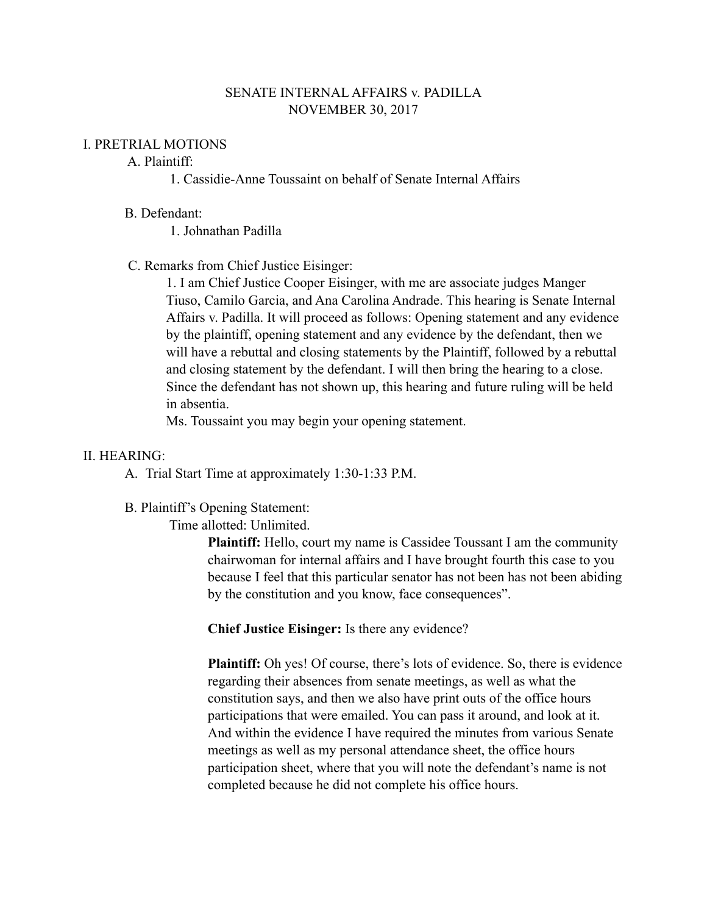SENATE INTERNAL AFFAIRS v. PADILLA
NOVEMBER 30, 2017

## I. PRETRIAL MOTIONS

A. Plaintiff:

1. Cassidie-Anne Toussaint on behalf of Senate Internal Affairs

B. Defendant:

1. Johnathan Padilla

C. Remarks from Chief Justice Eisinger:

1. I am Chief Justice Cooper Eisinger, with me are associate judges Manger Tiuso, Camilo Garcia, and Ana Carolina Andrade. This hearing is Senate Internal Affairs v. Padilla. It will proceed as follows: Opening statement and any evidence by the plaintiff, opening statement and any evidence by the defendant, then we will have a rebuttal and closing statements by the Plaintiff, followed by a rebuttal and closing statement by the defendant. I will then bring the hearing to a close. Since the defendant has not shown up, this hearing and future ruling will be held in absentia.
Ms. Toussaint you may begin your opening statement.

## II. HEARING:

A. Trial Start Time at approximately 1:30-1:33 P.M.

B. Plaintiff's Opening Statement:

Time allotted: Unlimited.

**Plaintiff:** Hello, court my name is Cassidee Toussant I am the community chairwoman for internal affairs and I have brought fourth this case to you because I feel that this particular senator has not been has not been abiding by the constitution and you know, face consequences".

**Chief Justice Eisinger:** Is there any evidence?

**Plaintiff:** Oh yes! Of course, there's lots of evidence. So, there is evidence regarding their absences from senate meetings, as well as what the constitution says, and then we also have print outs of the office hours participations that were emailed. You can pass it around, and look at it. And within the evidence I have required the minutes from various Senate meetings as well as my personal attendance sheet, the office hours participation sheet, where that you will note the defendant's name is not completed because he did not complete his office hours.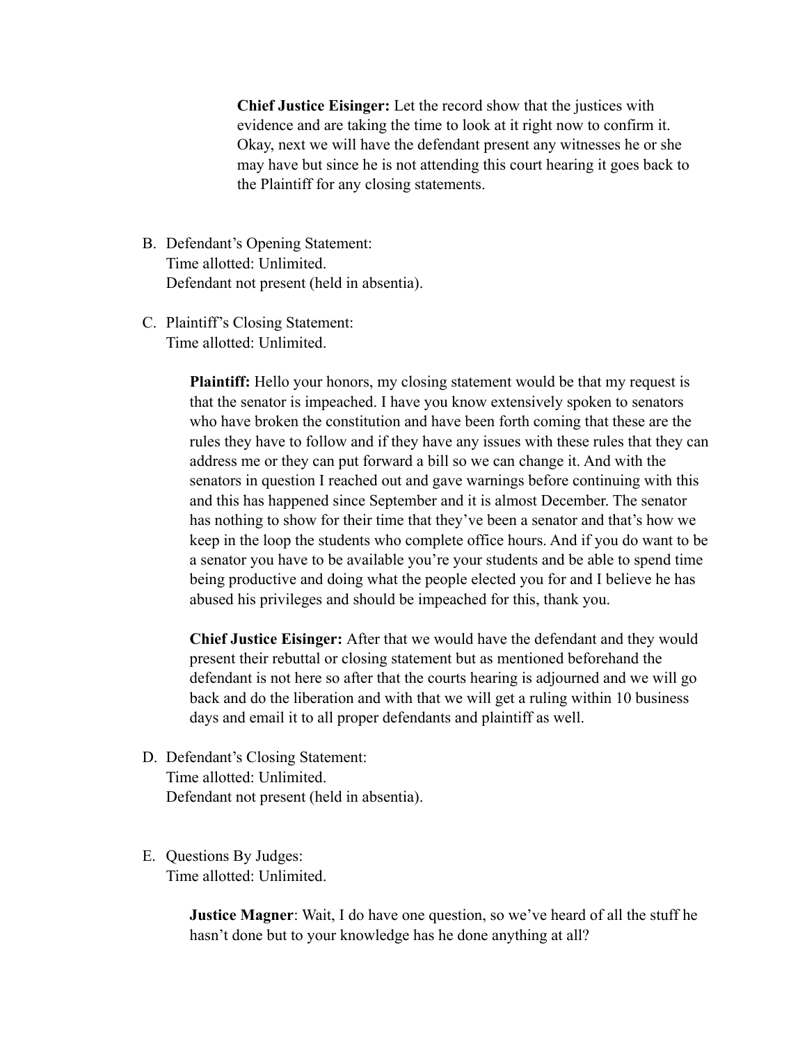**Chief Justice Eisinger:** Let the record show that the justices with evidence and are taking the time to look at it right now to confirm it. Okay, next we will have the defendant present any witnesses he or she may have but since he is not attending this court hearing it goes back to the Plaintiff for any closing statements.

B. Defendant's Opening Statement:
   Time allotted: Unlimited.
   Defendant not present (held in absentia).

C. Plaintiff's Closing Statement:
   Time allotted: Unlimited.

   **Plaintiff:** Hello your honors, my closing statement would be that my request is that the senator is impeached. I have you know extensively spoken to senators who have broken the constitution and have been forth coming that these are the rules they have to follow and if they have any issues with these rules that they can address me or they can put forward a bill so we can change it. And with the senators in question I reached out and gave warnings before continuing with this and this has happened since September and it is almost December. The senator has nothing to show for their time that they've been a senator and that's how we keep in the loop the students who complete office hours. And if you do want to be a senator you have to be available you're your students and be able to spend time being productive and doing what the people elected you for and I believe he has abused his privileges and should be impeached for this, thank you.

   **Chief Justice Eisinger:** After that we would have the defendant and they would present their rebuttal or closing statement but as mentioned beforehand the defendant is not here so after that the courts hearing is adjourned and we will go back and do the liberation and with that we will get a ruling within 10 business days and email it to all proper defendants and plaintiff as well.

D. Defendant's Closing Statement:
   Time allotted: Unlimited.
   Defendant not present (held in absentia).

E. Questions By Judges:
   Time allotted: Unlimited.

   **Justice Magner**: Wait, I do have one question, so we've heard of all the stuff he hasn't done but to your knowledge has he done anything at all?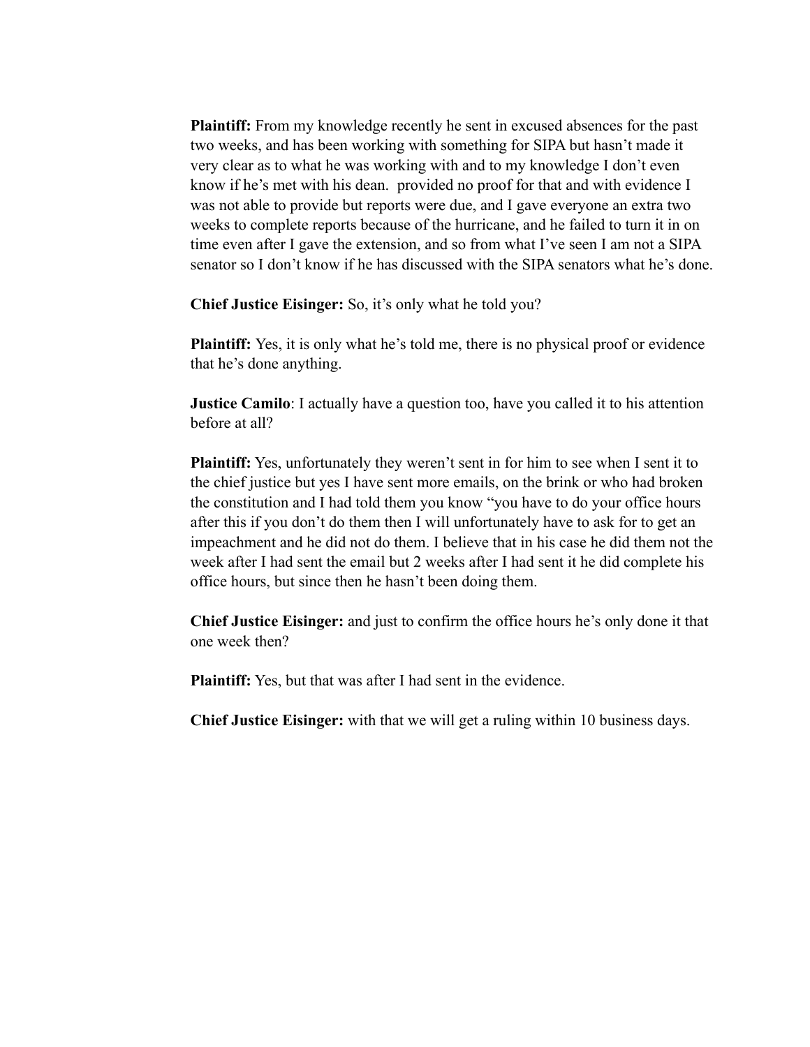**Plaintiff:** From my knowledge recently he sent in excused absences for the past two weeks, and has been working with something for SIPA but hasn't made it very clear as to what he was working with and to my knowledge I don't even know if he's met with his dean.  provided no proof for that and with evidence I was not able to provide but reports were due, and I gave everyone an extra two weeks to complete reports because of the hurricane, and he failed to turn it in on time even after I gave the extension, and so from what I've seen I am not a SIPA senator so I don't know if he has discussed with the SIPA senators what he's done.

**Chief Justice Eisinger:** So, it's only what he told you?

**Plaintiff:** Yes, it is only what he's told me, there is no physical proof or evidence that he's done anything.

**Justice Camilo**: I actually have a question too, have you called it to his attention before at all?

**Plaintiff:** Yes, unfortunately they weren't sent in for him to see when I sent it to the chief justice but yes I have sent more emails, on the brink or who had broken the constitution and I had told them you know "you have to do your office hours after this if you don't do them then I will unfortunately have to ask for to get an impeachment and he did not do them. I believe that in his case he did them not the week after I had sent the email but 2 weeks after I had sent it he did complete his office hours, but since then he hasn't been doing them.

**Chief Justice Eisinger:** and just to confirm the office hours he's only done it that one week then?

**Plaintiff:** Yes, but that was after I had sent in the evidence.

**Chief Justice Eisinger:** with that we will get a ruling within 10 business days.